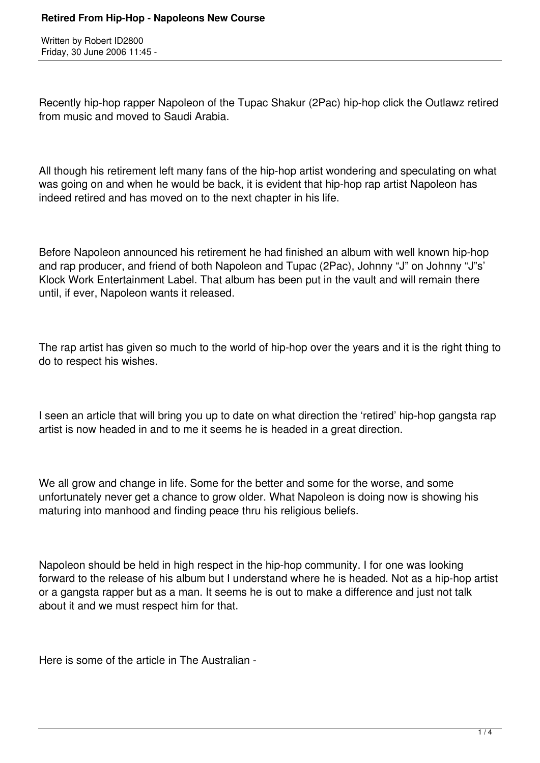# Retired From Hip-Hop - Napoleons New Course

Written by Robert ID2800
Friday, 30 June 2006 11:45 -

Recently hip-hop rapper Napoleon of the Tupac Shakur (2Pac) hip-hop click the Outlawz retired from music and moved to Saudi Arabia.

All though his retirement left many fans of the hip-hop artist wondering and speculating on what was going on and when he would be back, it is evident that hip-hop rap artist Napoleon has indeed retired and has moved on to the next chapter in his life.

Before Napoleon announced his retirement he had finished an album with well known hip-hop and rap producer, and friend of both Napoleon and Tupac (2Pac), Johnny "J" on Johnny "J"s' Klock Work Entertainment Label. That album has been put in the vault and will remain there until, if ever, Napoleon wants it released.

The rap artist has given so much to the world of hip-hop over the years and it is the right thing to do to respect his wishes.

I seen an article that will bring you up to date on what direction the 'retired' hip-hop gangsta rap artist is now headed in and to me it seems he is headed in a great direction.

We all grow and change in life. Some for the better and some for the worse, and some unfortunately never get a chance to grow older. What Napoleon is doing now is showing his maturing into manhood and finding peace thru his religious beliefs.

Napoleon should be held in high respect in the hip-hop community. I for one was looking forward to the release of his album but I understand where he is headed. Not as a hip-hop artist or a gangsta rapper but as a man. It seems he is out to make a difference and just not talk about it and we must respect him for that.

Here is some of the article in The Australian -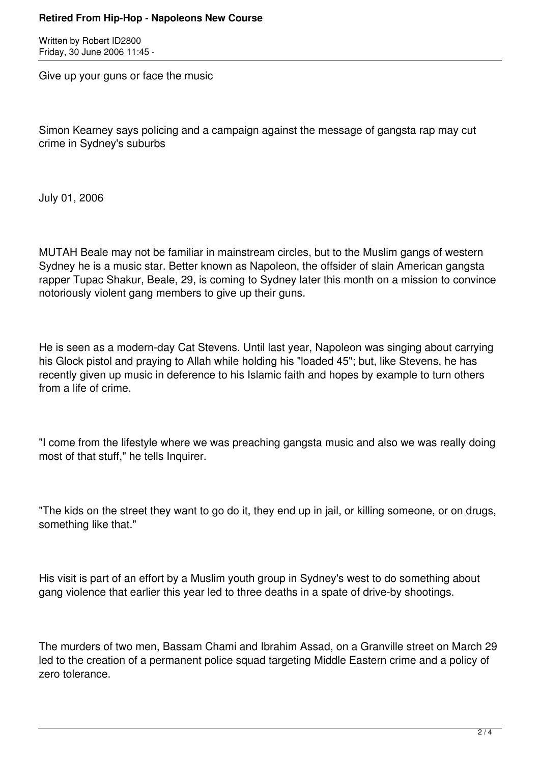Give up your guns or face the music

Simon Kearney says policing and a campaign against the message of gangsta rap may cut crime in Sydney's suburbs

July 01, 2006

MUTAH Beale may not be familiar in mainstream circles, but to the Muslim gangs of western Sydney he is a music star. Better known as Napoleon, the offsider of slain American gangsta rapper Tupac Shakur, Beale, 29, is coming to Sydney later this month on a mission to convince notoriously violent gang members to give up their guns.

He is seen as a modern-day Cat Stevens. Until last year, Napoleon was singing about carrying his Glock pistol and praying to Allah while holding his "loaded 45"; but, like Stevens, he has recently given up music in deference to his Islamic faith and hopes by example to turn others from a life of crime.

"I come from the lifestyle where we was preaching gangsta music and also we was really doing most of that stuff," he tells Inquirer.

"The kids on the street they want to go do it, they end up in jail, or killing someone, or on drugs, something like that."

His visit is part of an effort by a Muslim youth group in Sydney's west to do something about gang violence that earlier this year led to three deaths in a spate of drive-by shootings.

The murders of two men, Bassam Chami and Ibrahim Assad, on a Granville street on March 29 led to the creation of a permanent police squad targeting Middle Eastern crime and a policy of zero tolerance.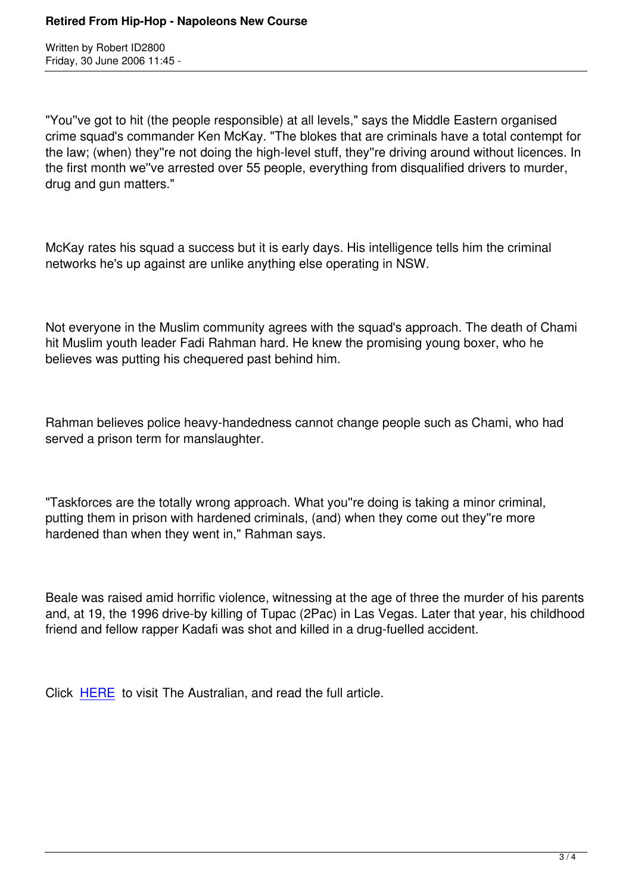"You''ve got to hit (the people responsible) at all levels," says the Middle Eastern organised crime squad's commander Ken McKay. "The blokes that are criminals have a total contempt for the law; (when) they''re not doing the high-level stuff, they''re driving around without licences. In the first month we''ve arrested over 55 people, everything from disqualified drivers to murder, drug and gun matters."

McKay rates his squad a success but it is early days. His intelligence tells him the criminal networks he's up against are unlike anything else operating in NSW.

Not everyone in the Muslim community agrees with the squad's approach. The death of Chami hit Muslim youth leader Fadi Rahman hard. He knew the promising young boxer, who he believes was putting his chequered past behind him.

Rahman believes police heavy-handedness cannot change people such as Chami, who had served a prison term for manslaughter.

"Taskforces are the totally wrong approach. What you''re doing is taking a minor criminal, putting them in prison with hardened criminals, (and) when they come out they''re more hardened than when they went in," Rahman says.

Beale was raised amid horrific violence, witnessing at the age of three the murder of his parents and, at 19, the 1996 drive-by killing of Tupac (2Pac) in Las Vegas. Later that year, his childhood friend and fellow rapper Kadafi was shot and killed in a drug-fuelled accident.

Click HERE to visit The Australian, and read the full article.